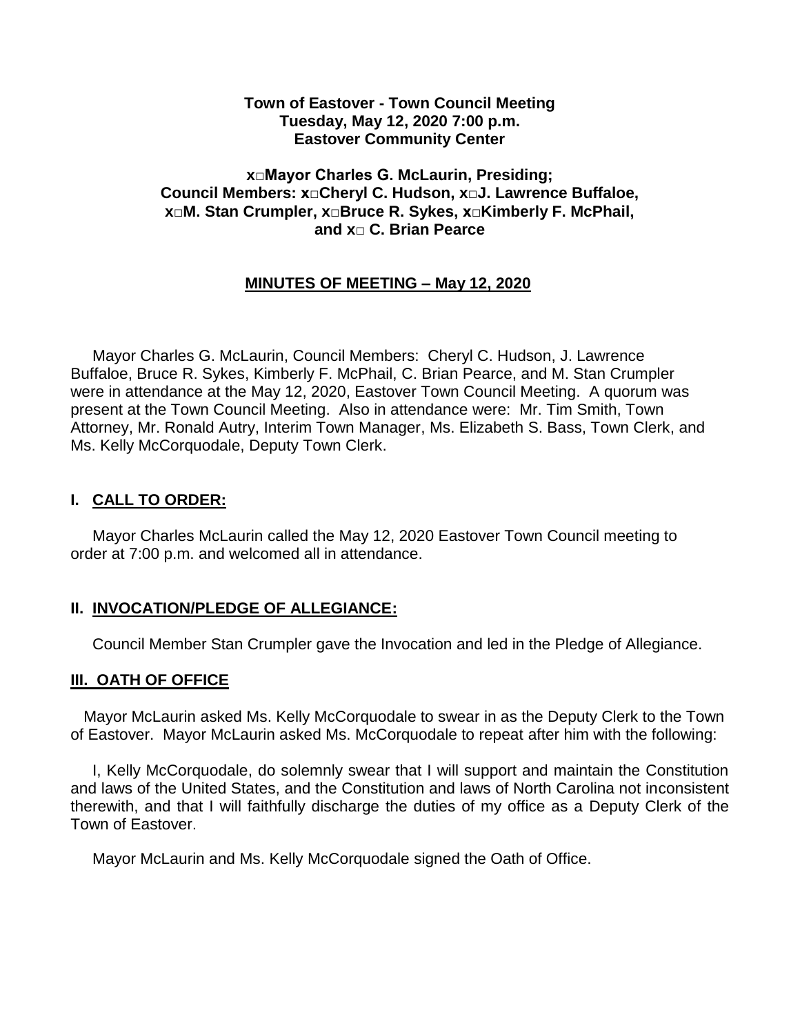**Town of Eastover - Town Council Meeting**
**Tuesday, May 12, 2020 7:00 p.m.**
**Eastover Community Center**

**x□Mayor Charles G. McLaurin, Presiding;**
**Council Members: x□Cheryl C. Hudson, x□J. Lawrence Buffaloe,**
**x□M. Stan Crumpler, x□Bruce R. Sykes, x□Kimberly F. McPhail,**
**and x□ C. Brian Pearce**

**MINUTES OF MEETING – May 12, 2020**

Mayor Charles G. McLaurin, Council Members: Cheryl C. Hudson, J. Lawrence Buffaloe, Bruce R. Sykes, Kimberly F. McPhail, C. Brian Pearce, and M. Stan Crumpler were in attendance at the May 12, 2020, Eastover Town Council Meeting. A quorum was present at the Town Council Meeting. Also in attendance were: Mr. Tim Smith, Town Attorney, Mr. Ronald Autry, Interim Town Manager, Ms. Elizabeth S. Bass, Town Clerk, and Ms. Kelly McCorquodale, Deputy Town Clerk.

## I. CALL TO ORDER:

Mayor Charles McLaurin called the May 12, 2020 Eastover Town Council meeting to order at 7:00 p.m. and welcomed all in attendance.

## II. INVOCATION/PLEDGE OF ALLEGIANCE:

Council Member Stan Crumpler gave the Invocation and led in the Pledge of Allegiance.

## III. OATH OF OFFICE

Mayor McLaurin asked Ms. Kelly McCorquodale to swear in as the Deputy Clerk to the Town of Eastover. Mayor McLaurin asked Ms. McCorquodale to repeat after him with the following:

I, Kelly McCorquodale, do solemnly swear that I will support and maintain the Constitution and laws of the United States, and the Constitution and laws of North Carolina not inconsistent therewith, and that I will faithfully discharge the duties of my office as a Deputy Clerk of the Town of Eastover.

Mayor McLaurin and Ms. Kelly McCorquodale signed the Oath of Office.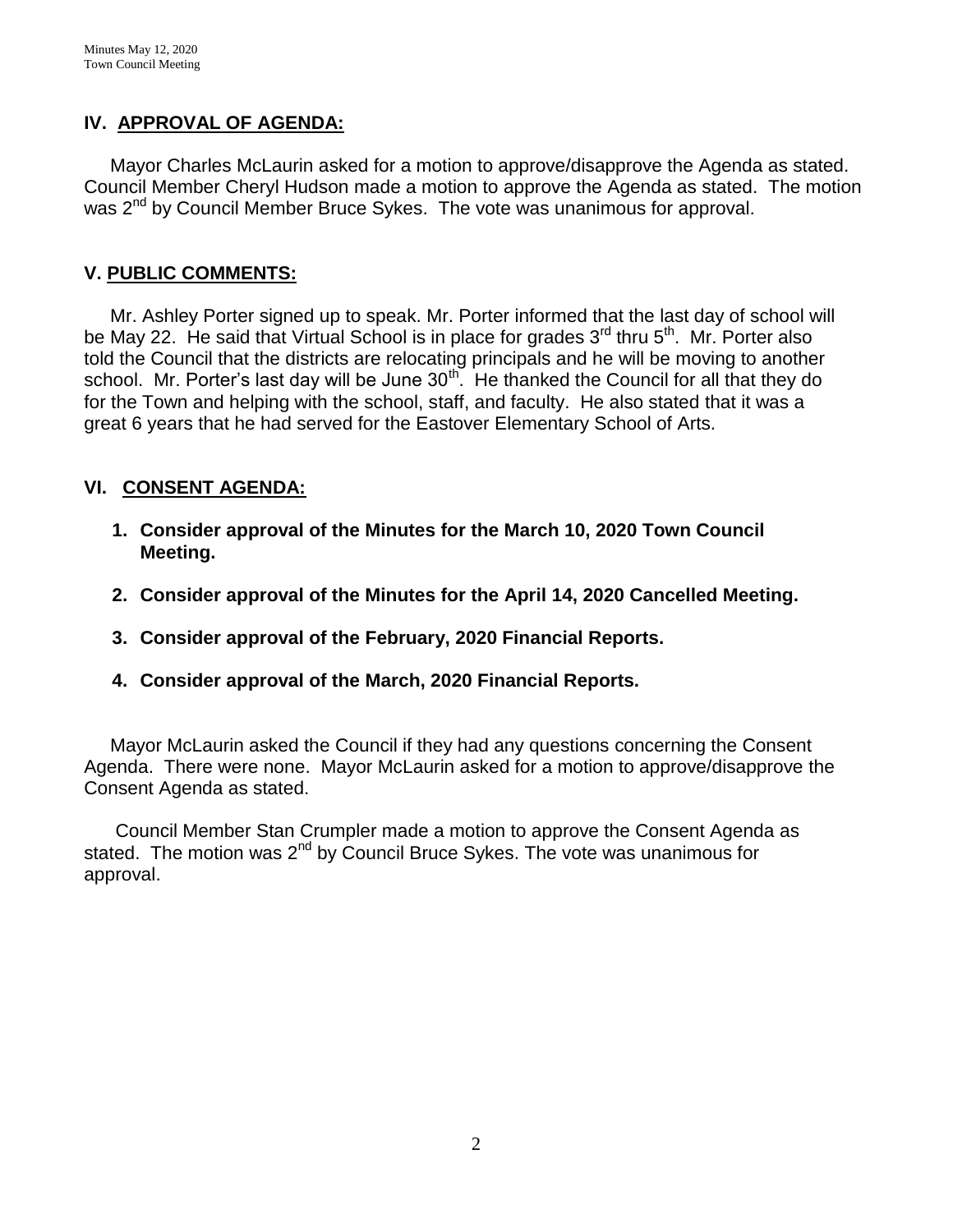## IV. APPROVAL OF AGENDA:

Mayor Charles McLaurin asked for a motion to approve/disapprove the Agenda as stated. Council Member Cheryl Hudson made a motion to approve the Agenda as stated. The motion was 2nd by Council Member Bruce Sykes. The vote was unanimous for approval.

## V. PUBLIC COMMENTS:

Mr. Ashley Porter signed up to speak. Mr. Porter informed that the last day of school will be May 22. He said that Virtual School is in place for grades 3rd thru 5th. Mr. Porter also told the Council that the districts are relocating principals and he will be moving to another school. Mr. Porter's last day will be June 30th. He thanked the Council for all that they do for the Town and helping with the school, staff, and faculty. He also stated that it was a great 6 years that he had served for the Eastover Elementary School of Arts.

## VI. CONSENT AGENDA:

1. **Consider approval of the Minutes for the March 10, 2020 Town Council Meeting.**
2. **Consider approval of the Minutes for the April 14, 2020 Cancelled Meeting.**
3. **Consider approval of the February, 2020 Financial Reports.**
4. **Consider approval of the March, 2020 Financial Reports.**

Mayor McLaurin asked the Council if they had any questions concerning the Consent Agenda. There were none. Mayor McLaurin asked for a motion to approve/disapprove the Consent Agenda as stated.

Council Member Stan Crumpler made a motion to approve the Consent Agenda as stated. The motion was 2nd by Council Bruce Sykes. The vote was unanimous for approval.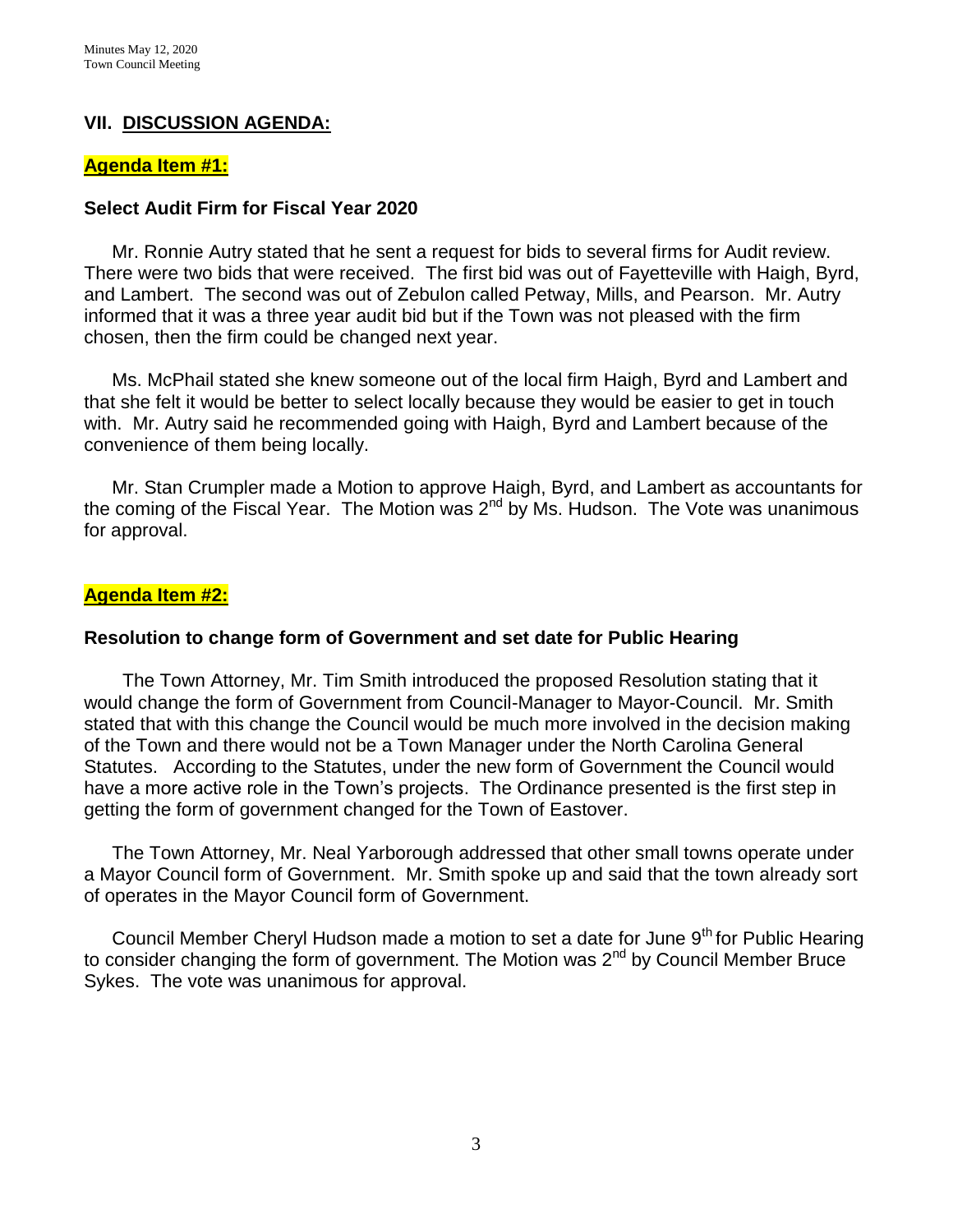## VII. DISCUSSION AGENDA:

**Agenda Item #1:**

### Select Audit Firm for Fiscal Year 2020

Mr. Ronnie Autry stated that he sent a request for bids to several firms for Audit review. There were two bids that were received. The first bid was out of Fayetteville with Haigh, Byrd, and Lambert. The second was out of Zebulon called Petway, Mills, and Pearson. Mr. Autry informed that it was a three year audit bid but if the Town was not pleased with the firm chosen, then the firm could be changed next year.

Ms. McPhail stated she knew someone out of the local firm Haigh, Byrd and Lambert and that she felt it would be better to select locally because they would be easier to get in touch with. Mr. Autry said he recommended going with Haigh, Byrd and Lambert because of the convenience of them being locally.

Mr. Stan Crumpler made a Motion to approve Haigh, Byrd, and Lambert as accountants for the coming of the Fiscal Year. The Motion was 2nd by Ms. Hudson. The Vote was unanimous for approval.

**Agenda Item #2:**

### Resolution to change form of Government and set date for Public Hearing

The Town Attorney, Mr. Tim Smith introduced the proposed Resolution stating that it would change the form of Government from Council-Manager to Mayor-Council. Mr. Smith stated that with this change the Council would be much more involved in the decision making of the Town and there would not be a Town Manager under the North Carolina General Statutes. According to the Statutes, under the new form of Government the Council would have a more active role in the Town's projects. The Ordinance presented is the first step in getting the form of government changed for the Town of Eastover.

The Town Attorney, Mr. Neal Yarborough addressed that other small towns operate under a Mayor Council form of Government. Mr. Smith spoke up and said that the town already sort of operates in the Mayor Council form of Government.

Council Member Cheryl Hudson made a motion to set a date for June 9th for Public Hearing to consider changing the form of government. The Motion was 2nd by Council Member Bruce Sykes. The vote was unanimous for approval.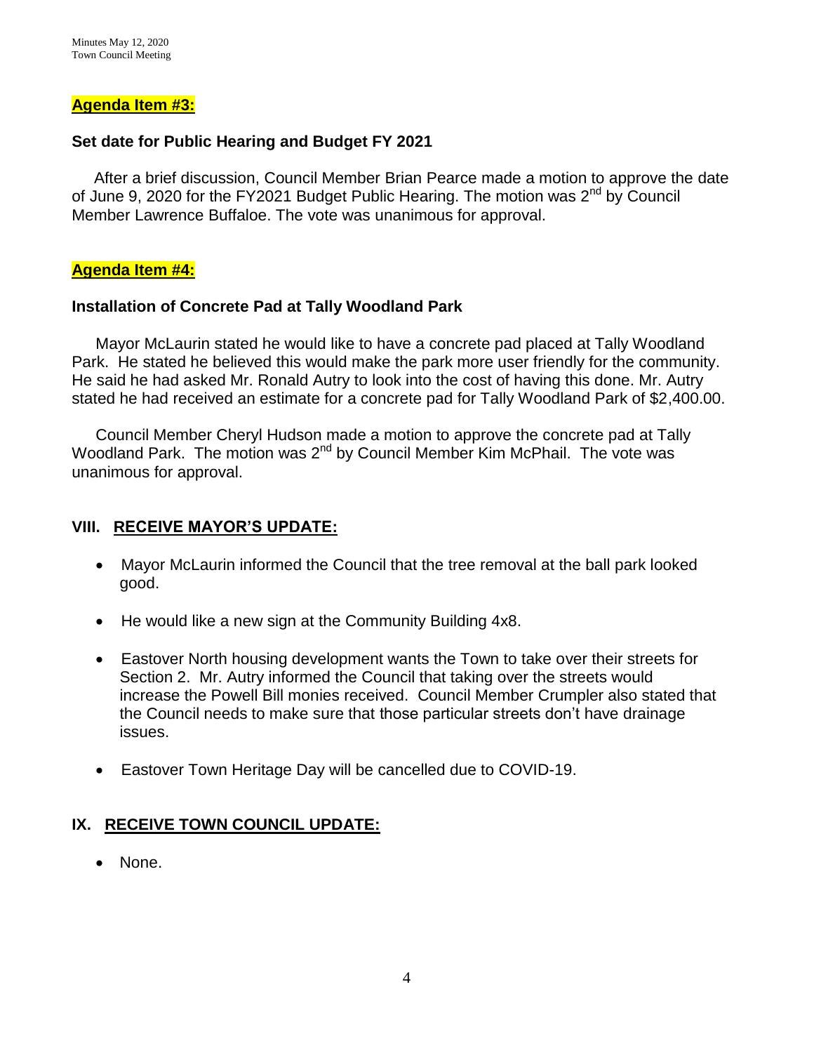**Agenda Item #3:**

**Set date for Public Hearing and Budget FY 2021**

After a brief discussion, Council Member Brian Pearce made a motion to approve the date of June 9, 2020 for the FY2021 Budget Public Hearing. The motion was 2nd by Council Member Lawrence Buffaloe. The vote was unanimous for approval.

**Agenda Item #4:**

**Installation of Concrete Pad at Tally Woodland Park**

Mayor McLaurin stated he would like to have a concrete pad placed at Tally Woodland Park. He stated he believed this would make the park more user friendly for the community. He said he had asked Mr. Ronald Autry to look into the cost of having this done. Mr. Autry stated he had received an estimate for a concrete pad for Tally Woodland Park of $2,400.00.

Council Member Cheryl Hudson made a motion to approve the concrete pad at Tally Woodland Park. The motion was 2nd by Council Member Kim McPhail. The vote was unanimous for approval.

## VIII. RECEIVE MAYOR'S UPDATE:

- Mayor McLaurin informed the Council that the tree removal at the ball park looked good.
- He would like a new sign at the Community Building 4x8.
- Eastover North housing development wants the Town to take over their streets for Section 2. Mr. Autry informed the Council that taking over the streets would increase the Powell Bill monies received. Council Member Crumpler also stated that the Council needs to make sure that those particular streets don't have drainage issues.
- Eastover Town Heritage Day will be cancelled due to COVID-19.

## IX. RECEIVE TOWN COUNCIL UPDATE:

- None.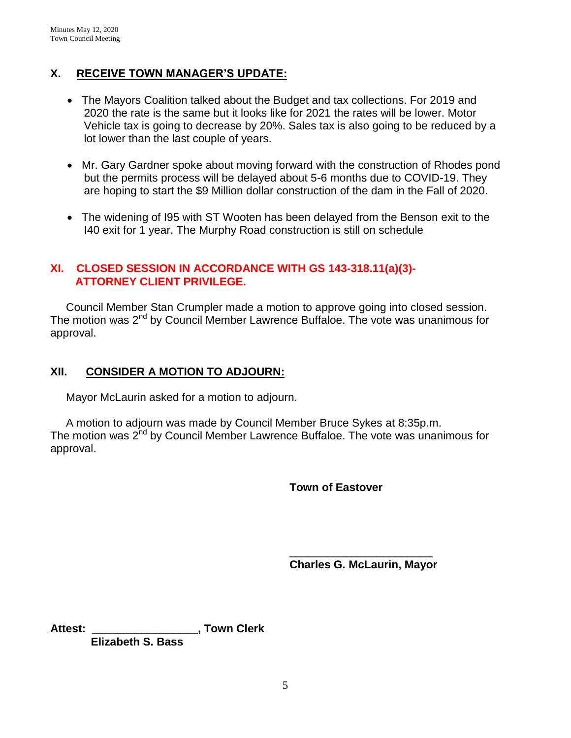## X. RECEIVE TOWN MANAGER'S UPDATE:

- The Mayors Coalition talked about the Budget and tax collections. For 2019 and 2020 the rate is the same but it looks like for 2021 the rates will be lower. Motor Vehicle tax is going to decrease by 20%. Sales tax is also going to be reduced by a lot lower than the last couple of years.
- Mr. Gary Gardner spoke about moving forward with the construction of Rhodes pond but the permits process will be delayed about 5-6 months due to COVID-19. They are hoping to start the $9 Million dollar construction of the dam in the Fall of 2020.
- The widening of I95 with ST Wooten has been delayed from the Benson exit to the I40 exit for 1 year, The Murphy Road construction is still on schedule

## XI. CLOSED SESSION IN ACCORDANCE WITH GS 143-318.11(a)(3)- ATTORNEY CLIENT PRIVILEGE.

Council Member Stan Crumpler made a motion to approve going into closed session. The motion was 2nd by Council Member Lawrence Buffaloe. The vote was unanimous for approval.

## XII. CONSIDER A MOTION TO ADJOURN:

Mayor McLaurin asked for a motion to adjourn.

A motion to adjourn was made by Council Member Bruce Sykes at 8:35p.m. The motion was 2nd by Council Member Lawrence Buffaloe. The vote was unanimous for approval.

**Town of Eastover**

\_\_\_\_\_\_\_\_\_\_\_\_\_\_\_\_\_\_\_\_\_\_\_\_
**Charles G. McLaurin, Mayor**

**Attest: \_\_\_\_\_\_\_\_\_\_\_\_\_\_\_\_\_\_, Town Clerk**
**Elizabeth S. Bass**